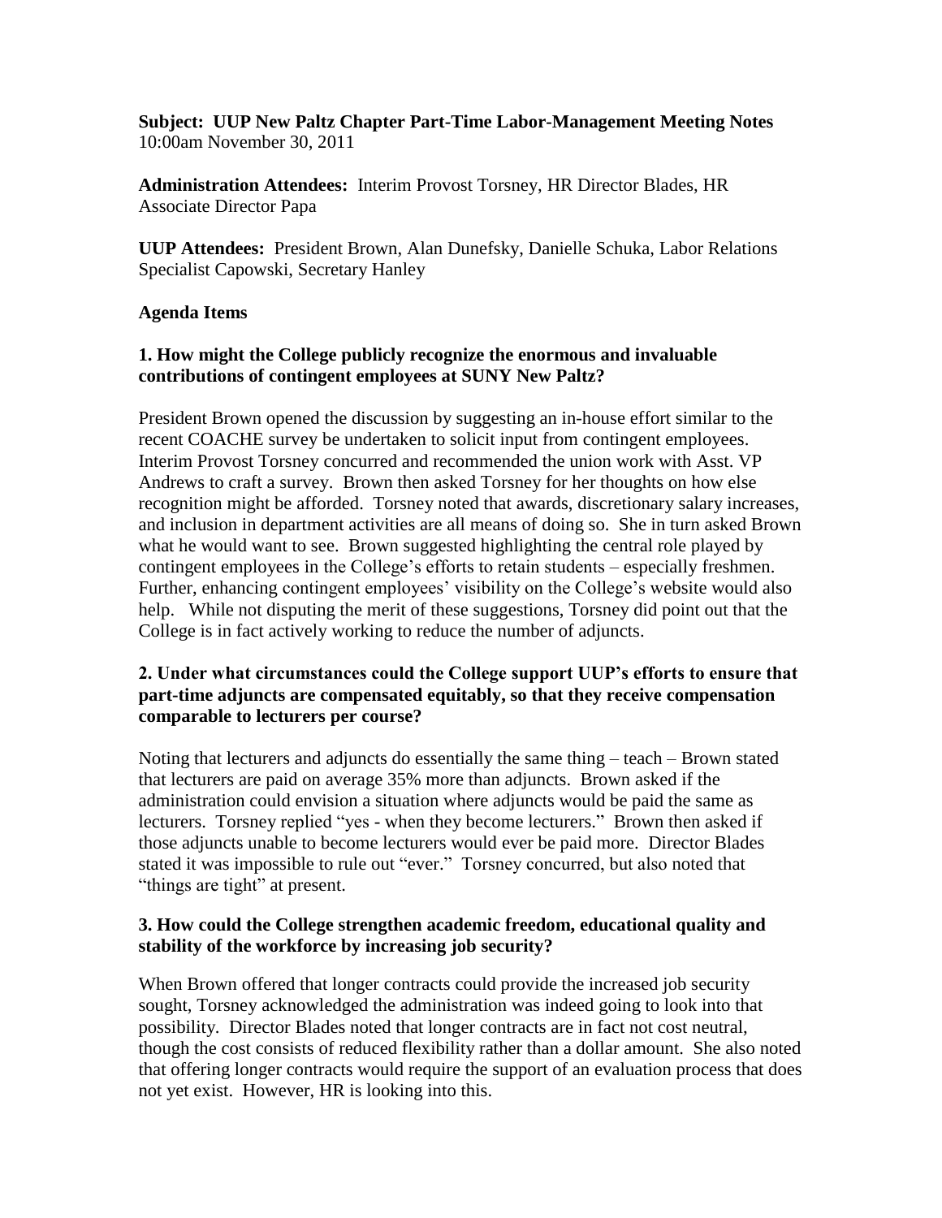**Subject: UUP New Paltz Chapter Part-Time Labor-Management Meeting Notes**
10:00am November 30, 2011

**Administration Attendees:** Interim Provost Torsney, HR Director Blades, HR Associate Director Papa

**UUP Attendees:** President Brown, Alan Dunefsky, Danielle Schuka, Labor Relations Specialist Capowski, Secretary Hanley

**Agenda Items**

**1. How might the College publicly recognize the enormous and invaluable contributions of contingent employees at SUNY New Paltz?**

President Brown opened the discussion by suggesting an in-house effort similar to the recent COACHE survey be undertaken to solicit input from contingent employees. Interim Provost Torsney concurred and recommended the union work with Asst. VP Andrews to craft a survey. Brown then asked Torsney for her thoughts on how else recognition might be afforded. Torsney noted that awards, discretionary salary increases, and inclusion in department activities are all means of doing so. She in turn asked Brown what he would want to see. Brown suggested highlighting the central role played by contingent employees in the College's efforts to retain students – especially freshmen. Further, enhancing contingent employees' visibility on the College's website would also help. While not disputing the merit of these suggestions, Torsney did point out that the College is in fact actively working to reduce the number of adjuncts.

**2. Under what circumstances could the College support UUP's efforts to ensure that part-time adjuncts are compensated equitably, so that they receive compensation comparable to lecturers per course?**

Noting that lecturers and adjuncts do essentially the same thing – teach – Brown stated that lecturers are paid on average 35% more than adjuncts. Brown asked if the administration could envision a situation where adjuncts would be paid the same as lecturers. Torsney replied "yes - when they become lecturers." Brown then asked if those adjuncts unable to become lecturers would ever be paid more. Director Blades stated it was impossible to rule out "ever." Torsney concurred, but also noted that "things are tight" at present.

**3. How could the College strengthen academic freedom, educational quality and stability of the workforce by increasing job security?**

When Brown offered that longer contracts could provide the increased job security sought, Torsney acknowledged the administration was indeed going to look into that possibility. Director Blades noted that longer contracts are in fact not cost neutral, though the cost consists of reduced flexibility rather than a dollar amount. She also noted that offering longer contracts would require the support of an evaluation process that does not yet exist. However, HR is looking into this.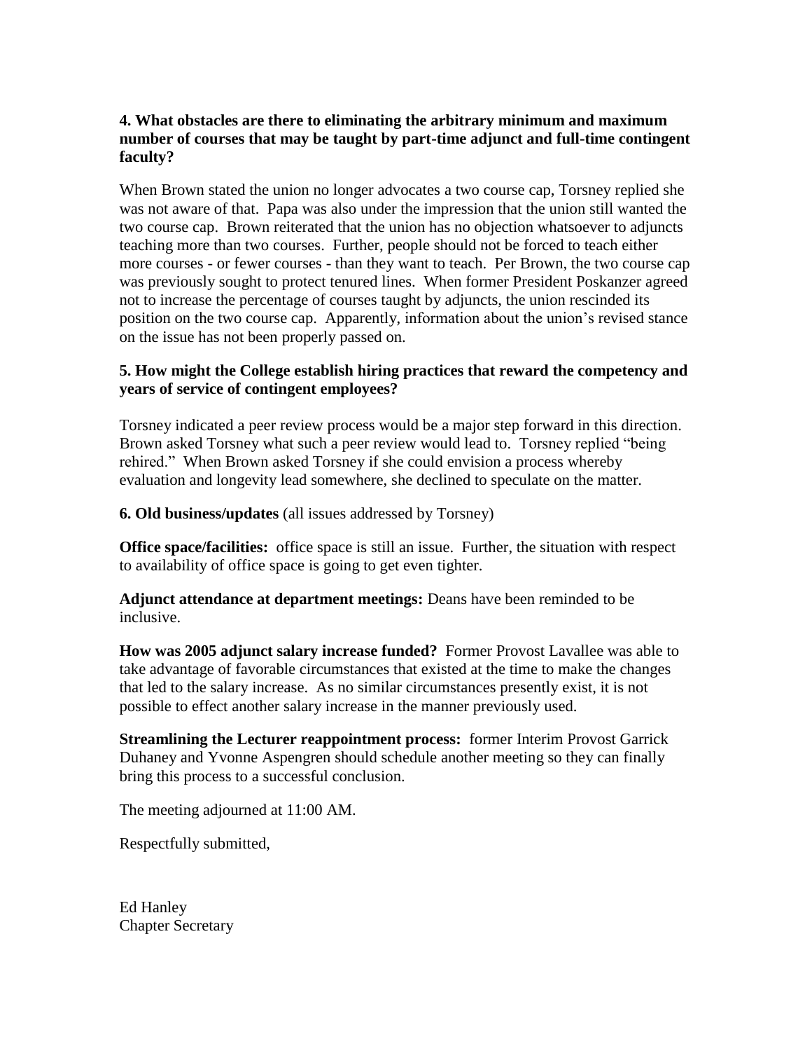**4. What obstacles are there to eliminating the arbitrary minimum and maximum number of courses that may be taught by part-time adjunct and full-time contingent faculty?**

When Brown stated the union no longer advocates a two course cap, Torsney replied she was not aware of that. Papa was also under the impression that the union still wanted the two course cap. Brown reiterated that the union has no objection whatsoever to adjuncts teaching more than two courses. Further, people should not be forced to teach either more courses - or fewer courses - than they want to teach. Per Brown, the two course cap was previously sought to protect tenured lines. When former President Poskanzer agreed not to increase the percentage of courses taught by adjuncts, the union rescinded its position on the two course cap. Apparently, information about the union's revised stance on the issue has not been properly passed on.

**5. How might the College establish hiring practices that reward the competency and years of service of contingent employees?**

Torsney indicated a peer review process would be a major step forward in this direction. Brown asked Torsney what such a peer review would lead to. Torsney replied "being rehired." When Brown asked Torsney if she could envision a process whereby evaluation and longevity lead somewhere, she declined to speculate on the matter.

**6. Old business/updates** (all issues addressed by Torsney)

**Office space/facilities:** office space is still an issue. Further, the situation with respect to availability of office space is going to get even tighter.

**Adjunct attendance at department meetings:** Deans have been reminded to be inclusive.

**How was 2005 adjunct salary increase funded?** Former Provost Lavallee was able to take advantage of favorable circumstances that existed at the time to make the changes that led to the salary increase. As no similar circumstances presently exist, it is not possible to effect another salary increase in the manner previously used.

**Streamlining the Lecturer reappointment process:** former Interim Provost Garrick Duhaney and Yvonne Aspengren should schedule another meeting so they can finally bring this process to a successful conclusion.

The meeting adjourned at 11:00 AM.

Respectfully submitted,

Ed Hanley
Chapter Secretary